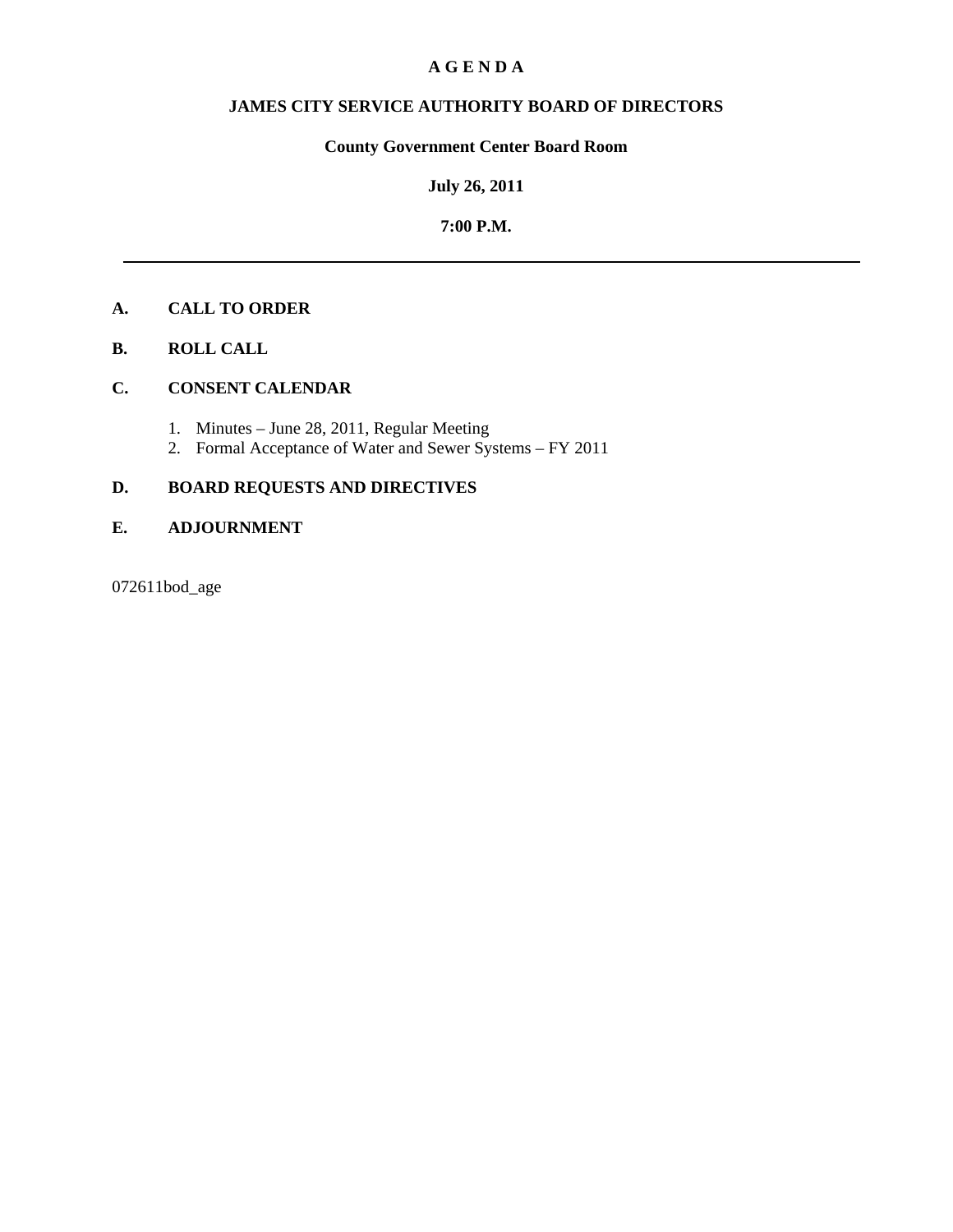# A G E N D A

## JAMES CITY SERVICE AUTHORITY BOARD OF DIRECTORS

**County Government Center Board Room**

**July 26, 2011**

**7:00 P.M.**

---

**A. CALL TO ORDER**

**B. ROLL CALL**

**C. CONSENT CALENDAR**

1. Minutes – June 28, 2011, Regular Meeting
2. Formal Acceptance of Water and Sewer Systems – FY 2011

**D. BOARD REQUESTS AND DIRECTIVES**

**E. ADJOURNMENT**

072611bod_age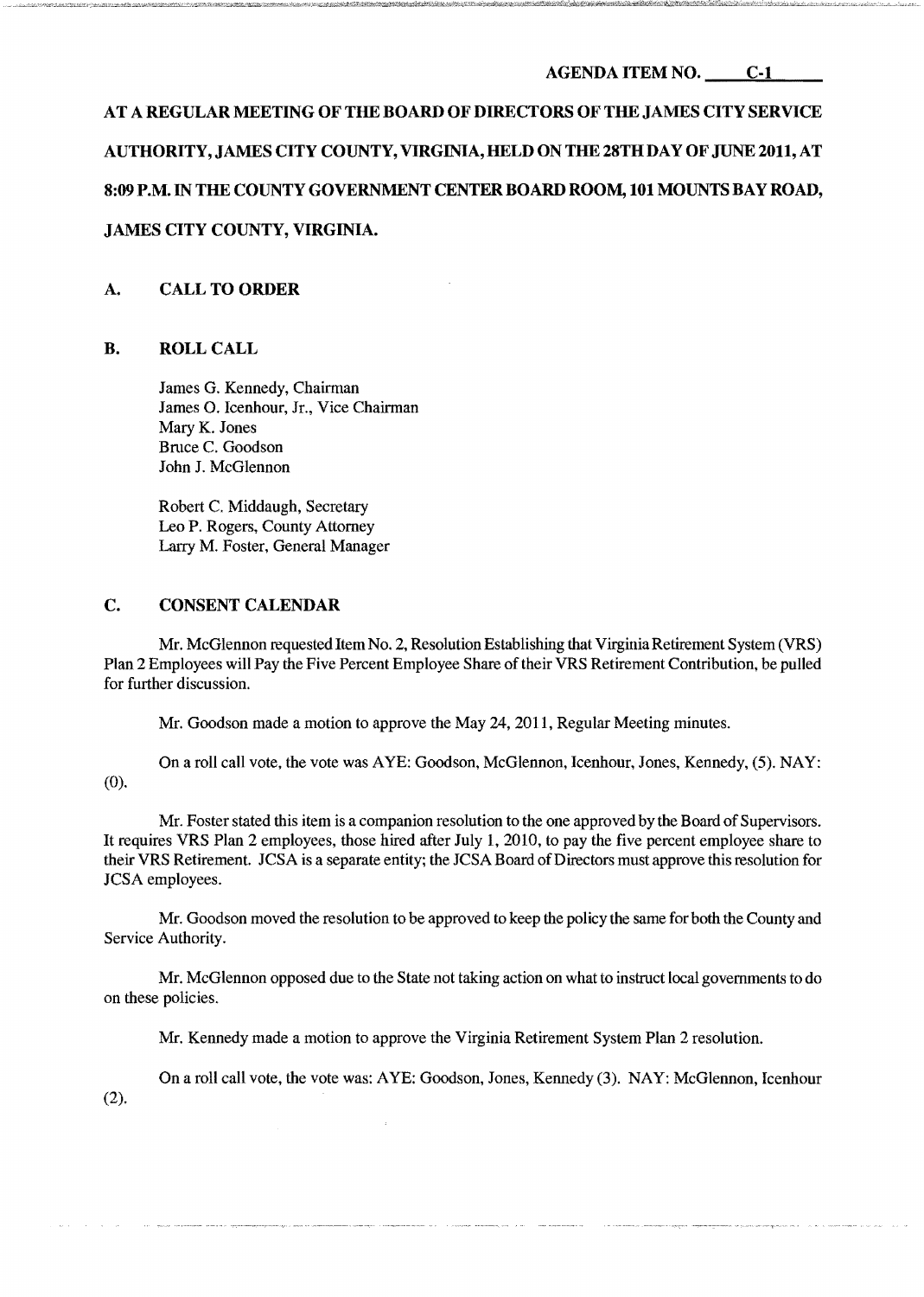**AGENDA ITEM NO. C-1**

**AT A REGULAR MEETING OF THE BOARD OF DIRECTORS OF THE JAMES CITY SERVICE AUTHORITY, JAMES CITY COUNTY, VIRGINIA, HELD ON THE 28TH DAY OF JUNE 2011, AT 8:09 P.M. IN THE COUNTY GOVERNMENT CENTER BOARD ROOM, 101 MOUNTS BAY ROAD, JAMES CITY COUNTY, VIRGINIA.**

## A. CALL TO ORDER

## B. ROLL CALL

James G. Kennedy, Chairman
James O. Icenhour, Jr., Vice Chairman
Mary K. Jones
Bruce C. Goodson
John J. McGlennon

Robert C. Middaugh, Secretary
Leo P. Rogers, County Attorney
Larry M. Foster, General Manager

## C. CONSENT CALENDAR

Mr. McGlennon requested Item No. 2, Resolution Establishing that Virginia Retirement System (VRS) Plan 2 Employees will Pay the Five Percent Employee Share of their VRS Retirement Contribution, be pulled for further discussion.

Mr. Goodson made a motion to approve the May 24, 2011, Regular Meeting minutes.

On a roll call vote, the vote was AYE: Goodson, McGlennon, Icenhour, Jones, Kennedy, (5). NAY: (0).

Mr. Foster stated this item is a companion resolution to the one approved by the Board of Supervisors. It requires VRS Plan 2 employees, those hired after July 1, 2010, to pay the five percent employee share to their VRS Retirement. JCSA is a separate entity; the JCSA Board of Directors must approve this resolution for JCSA employees.

Mr. Goodson moved the resolution to be approved to keep the policy the same for both the County and Service Authority.

Mr. McGlennon opposed due to the State not taking action on what to instruct local governments to do on these policies.

Mr. Kennedy made a motion to approve the Virginia Retirement System Plan 2 resolution.

On a roll call vote, the vote was: AYE: Goodson, Jones, Kennedy (3). NAY: McGlennon, Icenhour (2).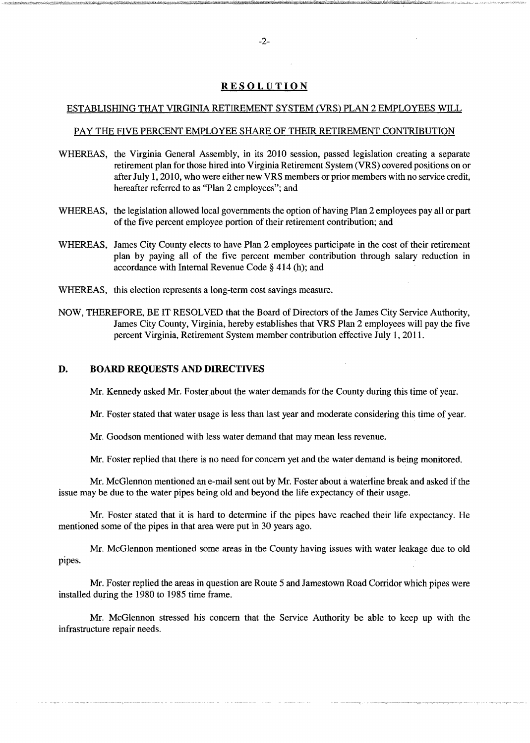## RESOLUTION

ESTABLISHING THAT VIRGINIA RETIREMENT SYSTEM (VRS) PLAN 2 EMPLOYEES WILL

PAY THE FIVE PERCENT EMPLOYEE SHARE OF THEIR RETIREMENT CONTRIBUTION

WHEREAS, the Virginia General Assembly, in its 2010 session, passed legislation creating a separate retirement plan for those hired into Virginia Retirement System (VRS) covered positions on or after July 1, 2010, who were either new VRS members or prior members with no service credit, hereafter referred to as "Plan 2 employees"; and

WHEREAS, the legislation allowed local governments the option of having Plan 2 employees pay all or part of the five percent employee portion of their retirement contribution; and

WHEREAS, James City County elects to have Plan 2 employees participate in the cost of their retirement plan by paying all of the five percent member contribution through salary reduction in accordance with Internal Revenue Code § 414 (h); and

WHEREAS, this election represents a long-term cost savings measure.

NOW, THEREFORE, BE IT RESOLVED that the Board of Directors of the James City Service Authority, James City County, Virginia, hereby establishes that VRS Plan 2 employees will pay the five percent Virginia, Retirement System member contribution effective July 1, 2011.

### D. BOARD REQUESTS AND DIRECTIVES

Mr. Kennedy asked Mr. Foster about the water demands for the County during this time of year.

Mr. Foster stated that water usage is less than last year and moderate considering this time of year.

Mr. Goodson mentioned with less water demand that may mean less revenue.

Mr. Foster replied that there is no need for concern yet and the water demand is being monitored.

Mr. McGlennon mentioned an e-mail sent out by Mr. Foster about a waterline break and asked if the issue may be due to the water pipes being old and beyond the life expectancy of their usage.

Mr. Foster stated that it is hard to determine if the pipes have reached their life expectancy. He mentioned some of the pipes in that area were put in 30 years ago.

Mr. McGlennon mentioned some areas in the County having issues with water leakage due to old pipes.

Mr. Foster replied the areas in question are Route 5 and Jamestown Road Corridor which pipes were installed during the 1980 to 1985 time frame.

Mr. McGlennon stressed his concern that the Service Authority be able to keep up with the infrastructure repair needs.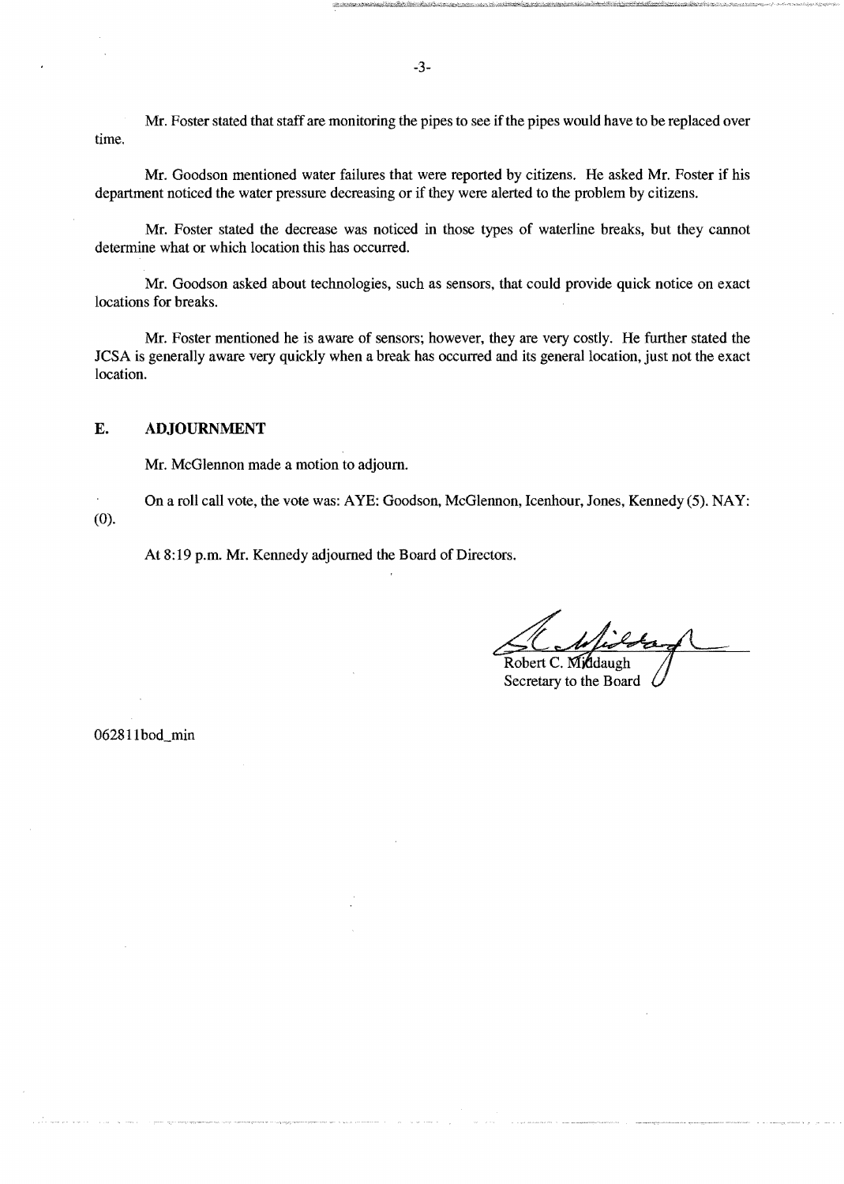Mr. Foster stated that staff are monitoring the pipes to see if the pipes would have to be replaced over time.

Mr. Goodson mentioned water failures that were reported by citizens. He asked Mr. Foster if his department noticed the water pressure decreasing or if they were alerted to the problem by citizens.

Mr. Foster stated the decrease was noticed in those types of waterline breaks, but they cannot determine what or which location this has occurred.

Mr. Goodson asked about technologies, such as sensors, that could provide quick notice on exact locations for breaks.

Mr. Foster mentioned he is aware of sensors; however, they are very costly. He further stated the JCSA is generally aware very quickly when a break has occurred and its general location, just not the exact location.

## E. ADJOURNMENT

Mr. McGlennon made a motion to adjourn.

On a roll call vote, the vote was: AYE: Goodson, McGlennon, Icenhour, Jones, Kennedy (5). NAY: (0).

At 8:19 p.m. Mr. Kennedy adjourned the Board of Directors.

Robert C. Middaugh
Secretary to the Board

062811bod_min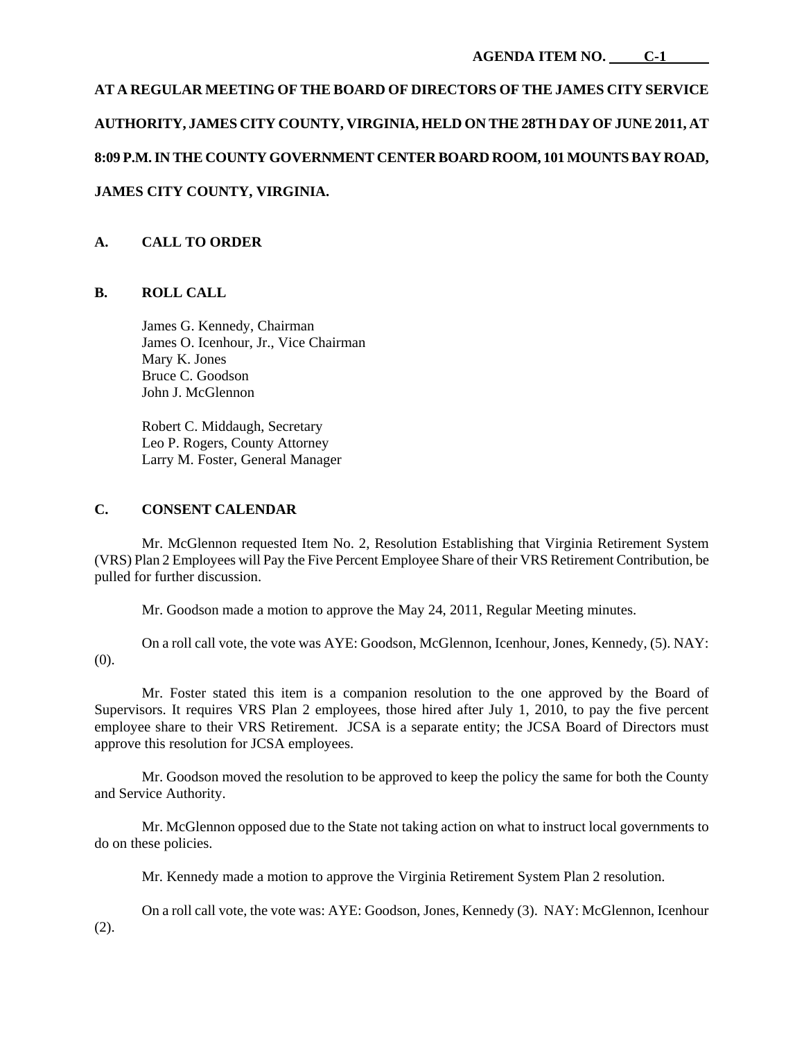**AGENDA ITEM NO. C-1**

**AT A REGULAR MEETING OF THE BOARD OF DIRECTORS OF THE JAMES CITY SERVICE AUTHORITY, JAMES CITY COUNTY, VIRGINIA, HELD ON THE 28TH DAY OF JUNE 2011, AT 8:09 P.M. IN THE COUNTY GOVERNMENT CENTER BOARD ROOM, 101 MOUNTS BAY ROAD, JAMES CITY COUNTY, VIRGINIA.**

## A. CALL TO ORDER

## B. ROLL CALL

James G. Kennedy, Chairman
James O. Icenhour, Jr., Vice Chairman
Mary K. Jones
Bruce C. Goodson
John J. McGlennon

Robert C. Middaugh, Secretary
Leo P. Rogers, County Attorney
Larry M. Foster, General Manager

## C. CONSENT CALENDAR

Mr. McGlennon requested Item No. 2, Resolution Establishing that Virginia Retirement System (VRS) Plan 2 Employees will Pay the Five Percent Employee Share of their VRS Retirement Contribution, be pulled for further discussion.

Mr. Goodson made a motion to approve the May 24, 2011, Regular Meeting minutes.

On a roll call vote, the vote was AYE: Goodson, McGlennon, Icenhour, Jones, Kennedy, (5). NAY: (0).

Mr. Foster stated this item is a companion resolution to the one approved by the Board of Supervisors. It requires VRS Plan 2 employees, those hired after July 1, 2010, to pay the five percent employee share to their VRS Retirement. JCSA is a separate entity; the JCSA Board of Directors must approve this resolution for JCSA employees.

Mr. Goodson moved the resolution to be approved to keep the policy the same for both the County and Service Authority.

Mr. McGlennon opposed due to the State not taking action on what to instruct local governments to do on these policies.

Mr. Kennedy made a motion to approve the Virginia Retirement System Plan 2 resolution.

On a roll call vote, the vote was: AYE: Goodson, Jones, Kennedy (3). NAY: McGlennon, Icenhour (2).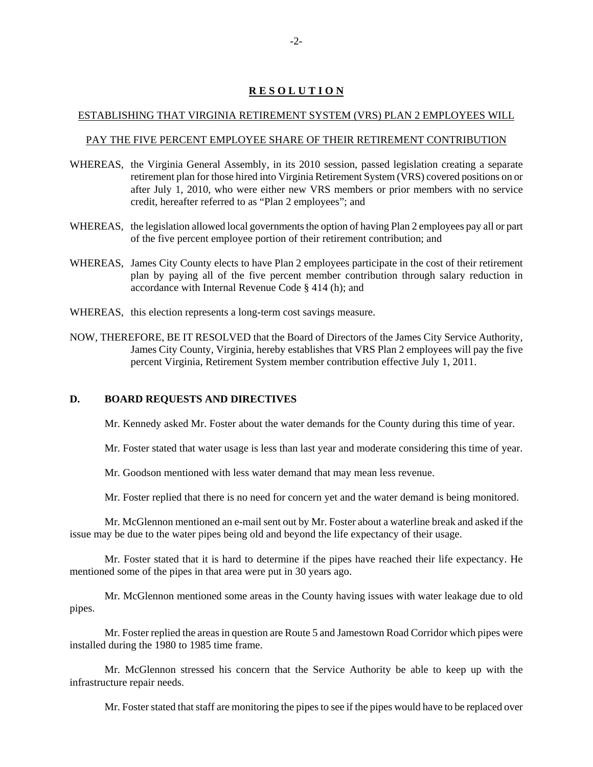## **R E S O L U T I O N**

ESTABLISHING THAT VIRGINIA RETIREMENT SYSTEM (VRS) PLAN 2 EMPLOYEES WILL

PAY THE FIVE PERCENT EMPLOYEE SHARE OF THEIR RETIREMENT CONTRIBUTION

WHEREAS, the Virginia General Assembly, in its 2010 session, passed legislation creating a separate retirement plan for those hired into Virginia Retirement System (VRS) covered positions on or after July 1, 2010, who were either new VRS members or prior members with no service credit, hereafter referred to as "Plan 2 employees"; and

WHEREAS, the legislation allowed local governments the option of having Plan 2 employees pay all or part of the five percent employee portion of their retirement contribution; and

WHEREAS, James City County elects to have Plan 2 employees participate in the cost of their retirement plan by paying all of the five percent member contribution through salary reduction in accordance with Internal Revenue Code § 414 (h); and

WHEREAS, this election represents a long-term cost savings measure.

NOW, THEREFORE, BE IT RESOLVED that the Board of Directors of the James City Service Authority, James City County, Virginia, hereby establishes that VRS Plan 2 employees will pay the five percent Virginia, Retirement System member contribution effective July 1, 2011.

### **D. BOARD REQUESTS AND DIRECTIVES**

Mr. Kennedy asked Mr. Foster about the water demands for the County during this time of year.

Mr. Foster stated that water usage is less than last year and moderate considering this time of year.

Mr. Goodson mentioned with less water demand that may mean less revenue.

Mr. Foster replied that there is no need for concern yet and the water demand is being monitored.

Mr. McGlennon mentioned an e-mail sent out by Mr. Foster about a waterline break and asked if the issue may be due to the water pipes being old and beyond the life expectancy of their usage.

Mr. Foster stated that it is hard to determine if the pipes have reached their life expectancy. He mentioned some of the pipes in that area were put in 30 years ago.

Mr. McGlennon mentioned some areas in the County having issues with water leakage due to old pipes.

Mr. Foster replied the areas in question are Route 5 and Jamestown Road Corridor which pipes were installed during the 1980 to 1985 time frame.

Mr. McGlennon stressed his concern that the Service Authority be able to keep up with the infrastructure repair needs.

Mr. Foster stated that staff are monitoring the pipes to see if the pipes would have to be replaced over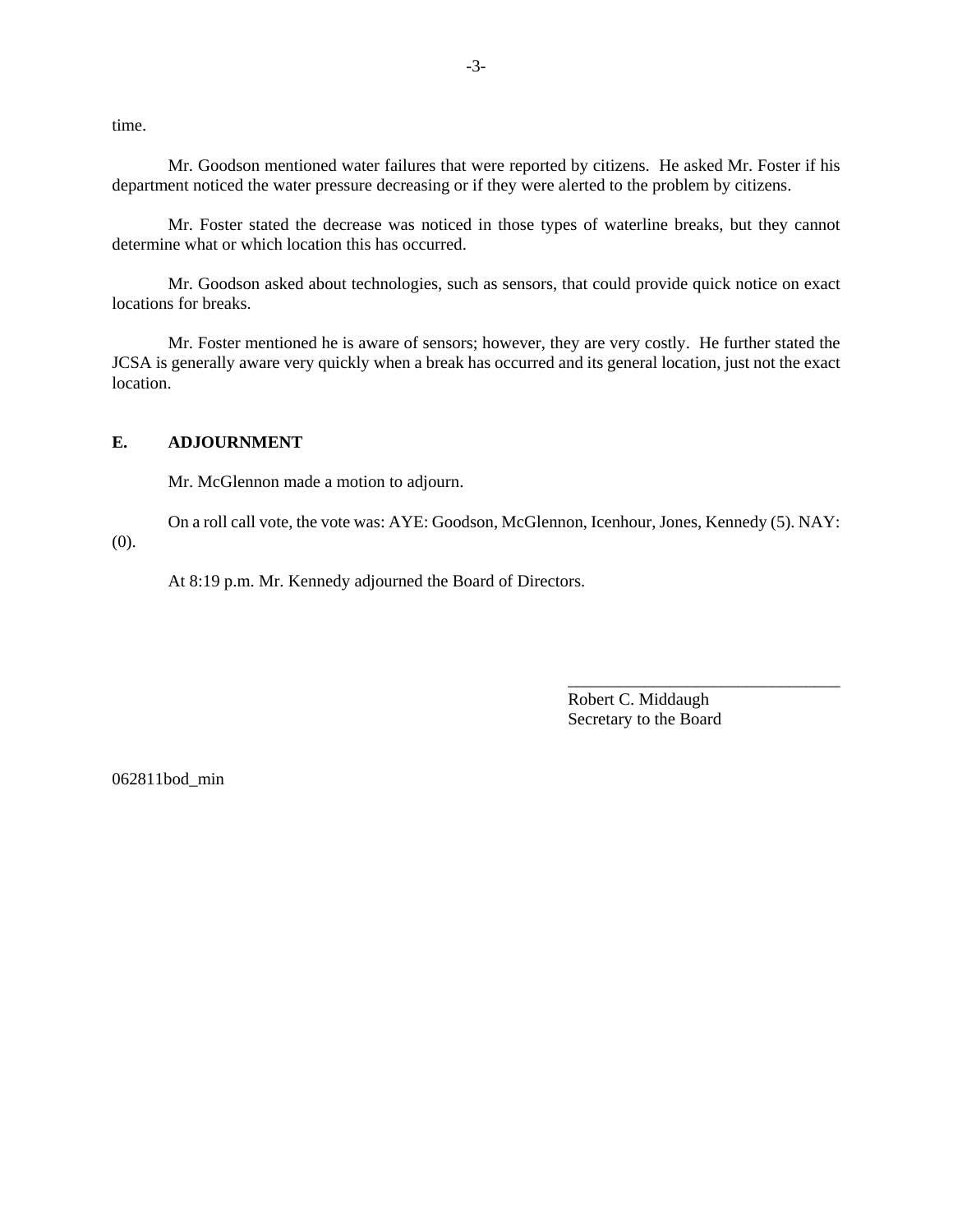time.

Mr. Goodson mentioned water failures that were reported by citizens. He asked Mr. Foster if his department noticed the water pressure decreasing or if they were alerted to the problem by citizens.

Mr. Foster stated the decrease was noticed in those types of waterline breaks, but they cannot determine what or which location this has occurred.

Mr. Goodson asked about technologies, such as sensors, that could provide quick notice on exact locations for breaks.

Mr. Foster mentioned he is aware of sensors; however, they are very costly. He further stated the JCSA is generally aware very quickly when a break has occurred and its general location, just not the exact location.

## E. ADJOURNMENT

Mr. McGlennon made a motion to adjourn.

On a roll call vote, the vote was: AYE: Goodson, McGlennon, Icenhour, Jones, Kennedy (5). NAY: (0).

At 8:19 p.m. Mr. Kennedy adjourned the Board of Directors.

________________________________
Robert C. Middaugh
Secretary to the Board

062811bod_min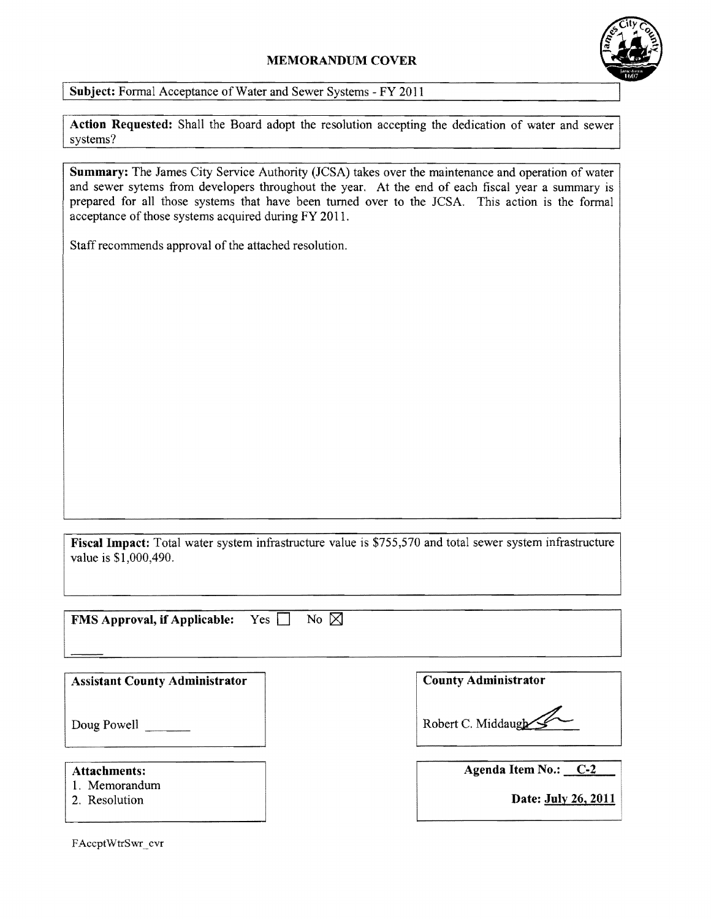## MEMORANDUM COVER

**Subject:** Formal Acceptance of Water and Sewer Systems - FY 2011

**Action Requested:** Shall the Board adopt the resolution accepting the dedication of water and sewer systems?

**Summary:** The James City Service Authority (JCSA) takes over the maintenance and operation of water and sewer sytems from developers throughout the year. At the end of each fiscal year a summary is prepared for all those systems that have been turned over to the JCSA. This action is the formal acceptance of those systems acquired during FY 2011.

Staff recommends approval of the attached resolution.

**Fiscal Impact:** Total water system infrastructure value is $755,570 and total sewer system infrastructure value is $1,000,490.

**FMS Approval, if Applicable:** Yes ☐ No ☒

**Assistant County Administrator**

Doug Powell _______

**County Administrator**

Robert C. Middaugh

**Attachments:**

1. Memorandum
2. Resolution

**Agenda Item No.:** C-2

**Date:** July 26, 2011

FAccptWtrSwr_cvr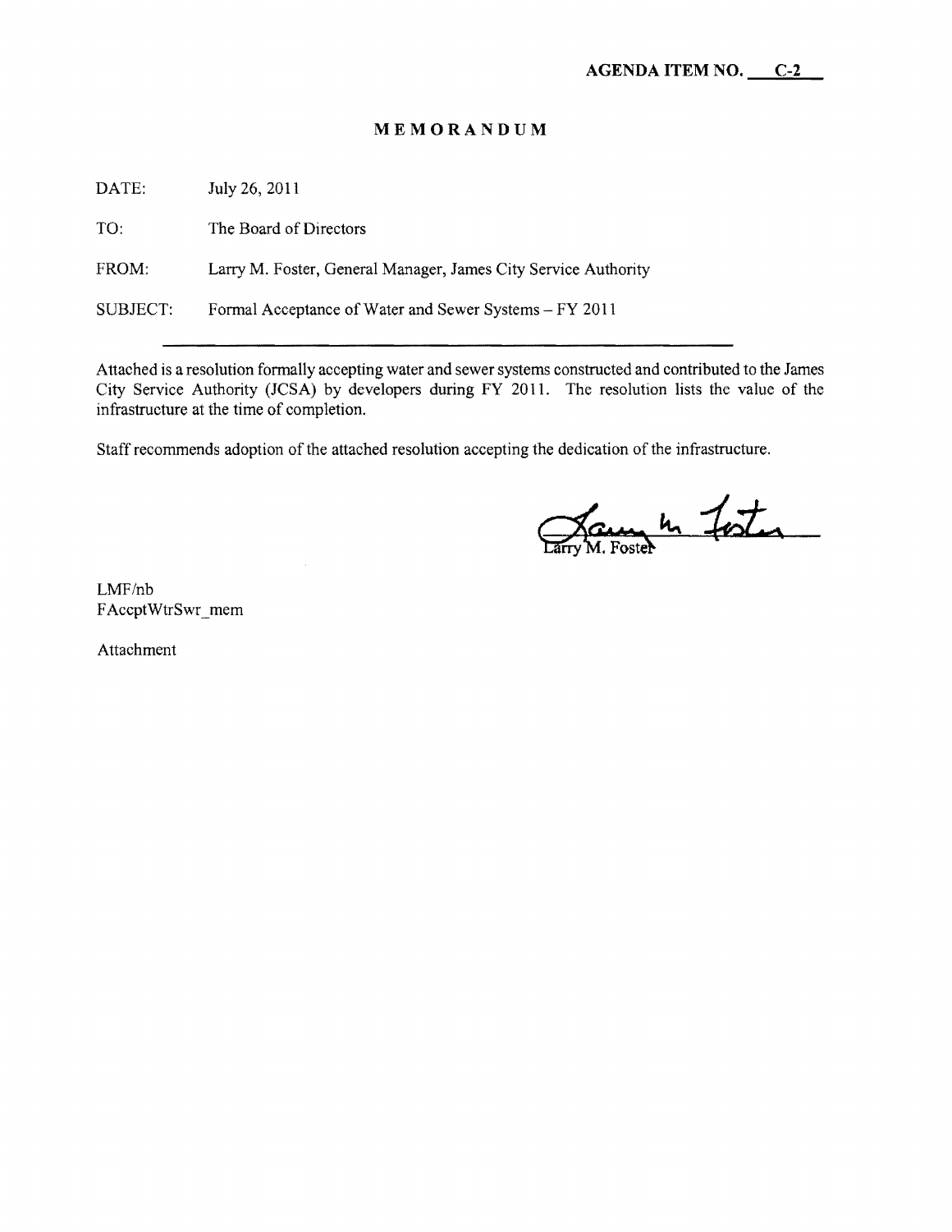**AGENDA ITEM NO. C-2**

# MEMORANDUM

DATE: July 26, 2011

TO: The Board of Directors

FROM: Larry M. Foster, General Manager, James City Service Authority

SUBJECT: Formal Acceptance of Water and Sewer Systems – FY 2011

---

Attached is a resolution formally accepting water and sewer systems constructed and contributed to the James City Service Authority (JCSA) by developers during FY 2011. The resolution lists the value of the infrastructure at the time of completion.

Staff recommends adoption of the attached resolution accepting the dedication of the infrastructure.

Larry M. Foster

LMF/nb
FAccptWtrSwr_mem

Attachment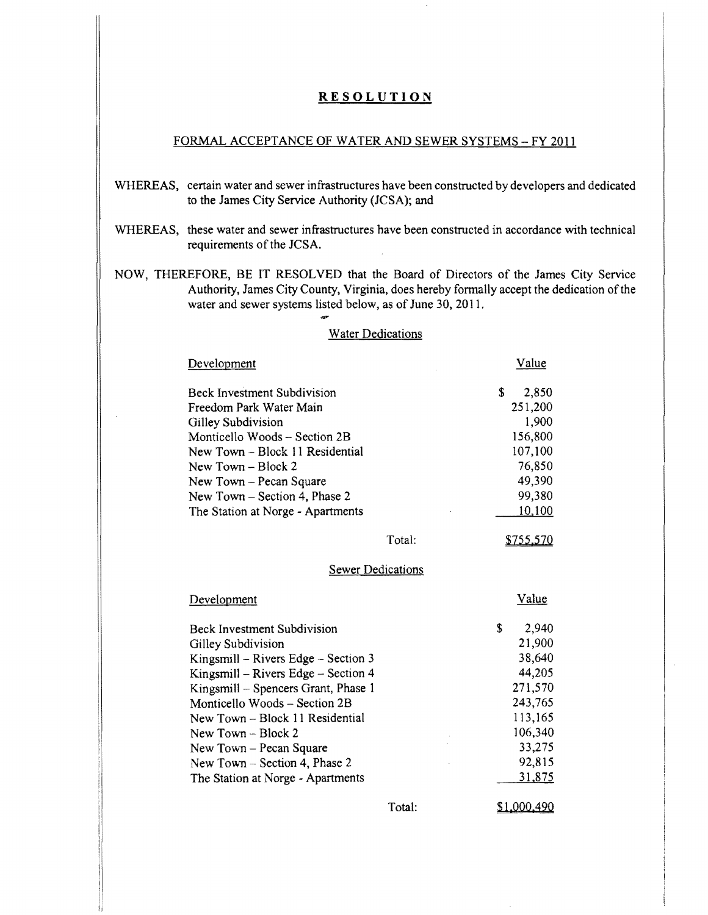# RESOLUTION

## FORMAL ACCEPTANCE OF WATER AND SEWER SYSTEMS – FY 2011

WHEREAS, certain water and sewer infrastructures have been constructed by developers and dedicated to the James City Service Authority (JCSA); and

WHEREAS, these water and sewer infrastructures have been constructed in accordance with technical requirements of the JCSA.

NOW, THEREFORE, BE IT RESOLVED that the Board of Directors of the James City Service Authority, James City County, Virginia, does hereby formally accept the dedication of the water and sewer systems listed below, as of June 30, 2011.

### Water Dedications

| Development | Value |
|---|---|
| Beck Investment Subdivision | $ 2,850 |
| Freedom Park Water Main | 251,200 |
| Gilley Subdivision | 1,900 |
| Monticello Woods – Section 2B | 156,800 |
| New Town – Block 11 Residential | 107,100 |
| New Town – Block 2 | 76,850 |
| New Town – Pecan Square | 49,390 |
| New Town – Section 4, Phase 2 | 99,380 |
| The Station at Norge - Apartments | 10,100 |
| Total: | $755,570 |

### Sewer Dedications

| Development | Value |
|---|---|
| Beck Investment Subdivision | $ 2,940 |
| Gilley Subdivision | 21,900 |
| Kingsmill – Rivers Edge – Section 3 | 38,640 |
| Kingsmill – Rivers Edge – Section 4 | 44,205 |
| Kingsmill – Spencers Grant, Phase 1 | 271,570 |
| Monticello Woods – Section 2B | 243,765 |
| New Town – Block 11 Residential | 113,165 |
| New Town – Block 2 | 106,340 |
| New Town – Pecan Square | 33,275 |
| New Town – Section 4, Phase 2 | 92,815 |
| The Station at Norge - Apartments | 31,875 |
| Total: | $1,000,490 |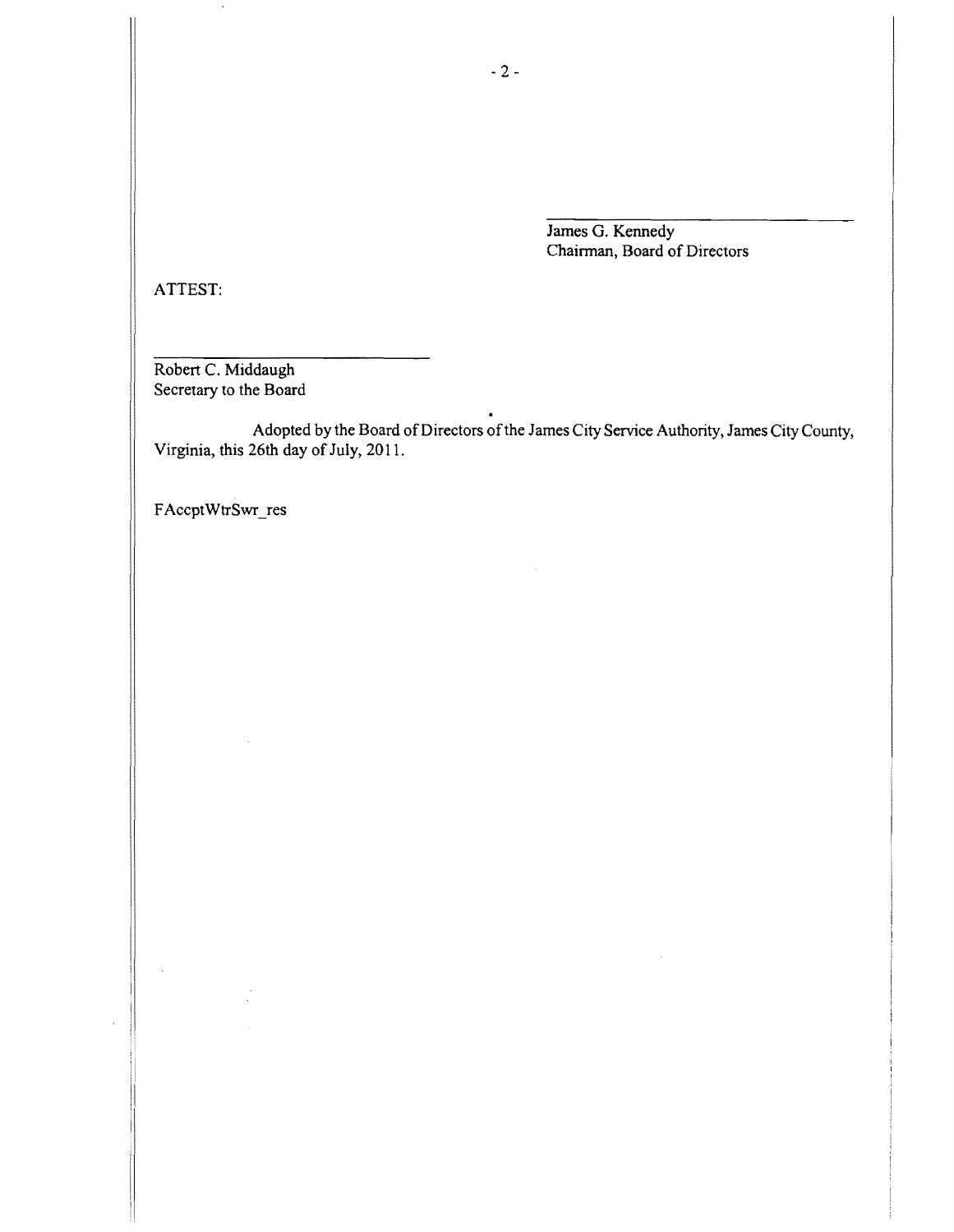James G. Kennedy
Chairman, Board of Directors

ATTEST:

Robert C. Middaugh
Secretary to the Board

Adopted by the Board of Directors of the James City Service Authority, James City County, Virginia, this 26th day of July, 2011.

FAccptWtrSwr_res